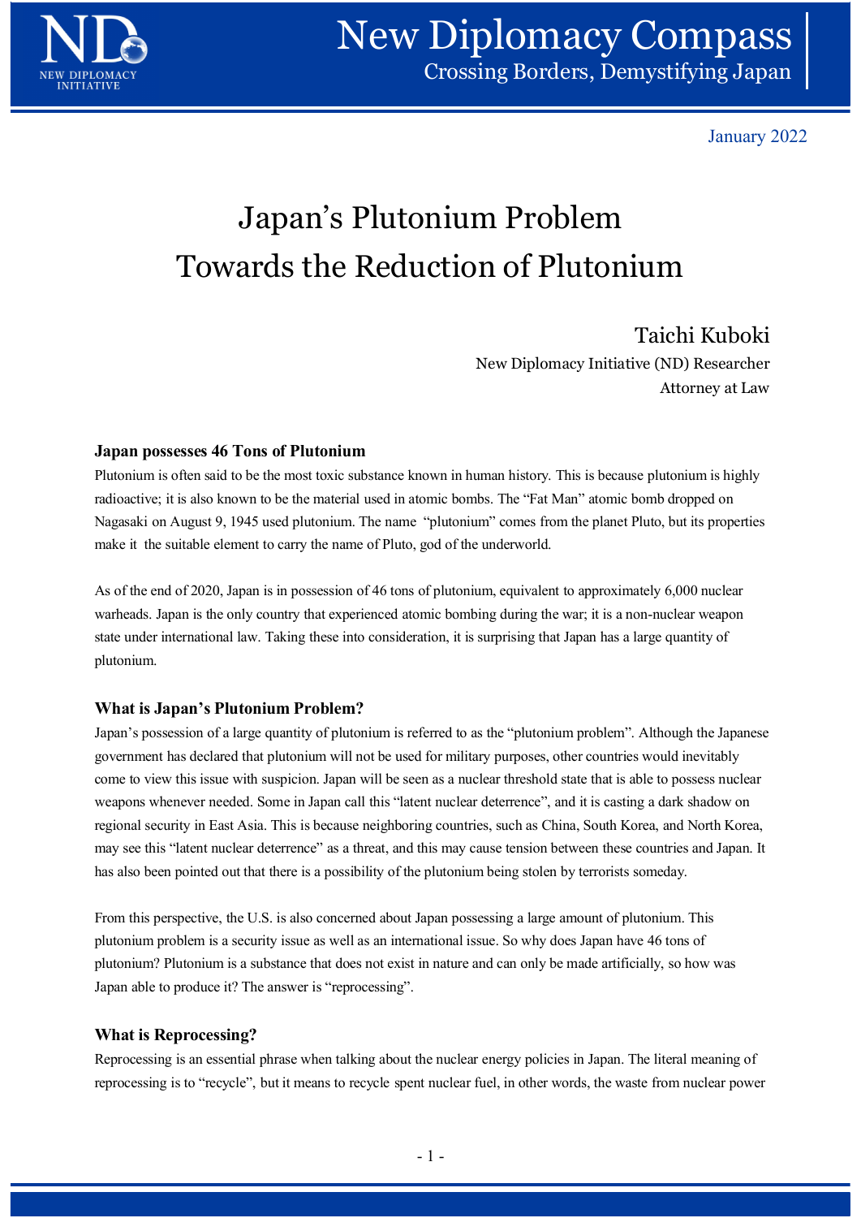January 2022

# Japan's Plutonium Problem
# Towards the Reduction of Plutonium

Taichi Kuboki

New Diplomacy Initiative (ND) Researcher

Attorney at Law

### Japan possesses 46 Tons of Plutonium

Plutonium is often said to be the most toxic substance known in human history. This is because plutonium is highly radioactive; it is also known to be the material used in atomic bombs. The "Fat Man" atomic bomb dropped on Nagasaki on August 9, 1945 used plutonium. The name "plutonium" comes from the planet Pluto, but its properties make it the suitable element to carry the name of Pluto, god of the underworld.

As of the end of 2020, Japan is in possession of 46 tons of plutonium, equivalent to approximately 6,000 nuclear warheads. Japan is the only country that experienced atomic bombing during the war; it is a non-nuclear weapon state under international law. Taking these into consideration, it is surprising that Japan has a large quantity of plutonium.

### What is Japan's Plutonium Problem?

Japan's possession of a large quantity of plutonium is referred to as the "plutonium problem". Although the Japanese government has declared that plutonium will not be used for military purposes, other countries would inevitably come to view this issue with suspicion. Japan will be seen as a nuclear threshold state that is able to possess nuclear weapons whenever needed. Some in Japan call this "latent nuclear deterrence", and it is casting a dark shadow on regional security in East Asia. This is because neighboring countries, such as China, South Korea, and North Korea, may see this "latent nuclear deterrence" as a threat, and this may cause tension between these countries and Japan. It has also been pointed out that there is a possibility of the plutonium being stolen by terrorists someday.

From this perspective, the U.S. is also concerned about Japan possessing a large amount of plutonium. This plutonium problem is a security issue as well as an international issue. So why does Japan have 46 tons of plutonium? Plutonium is a substance that does not exist in nature and can only be made artificially, so how was Japan able to produce it? The answer is "reprocessing".

### What is Reprocessing?

Reprocessing is an essential phrase when talking about the nuclear energy policies in Japan. The literal meaning of reprocessing is to "recycle", but it means to recycle spent nuclear fuel, in other words, the waste from nuclear power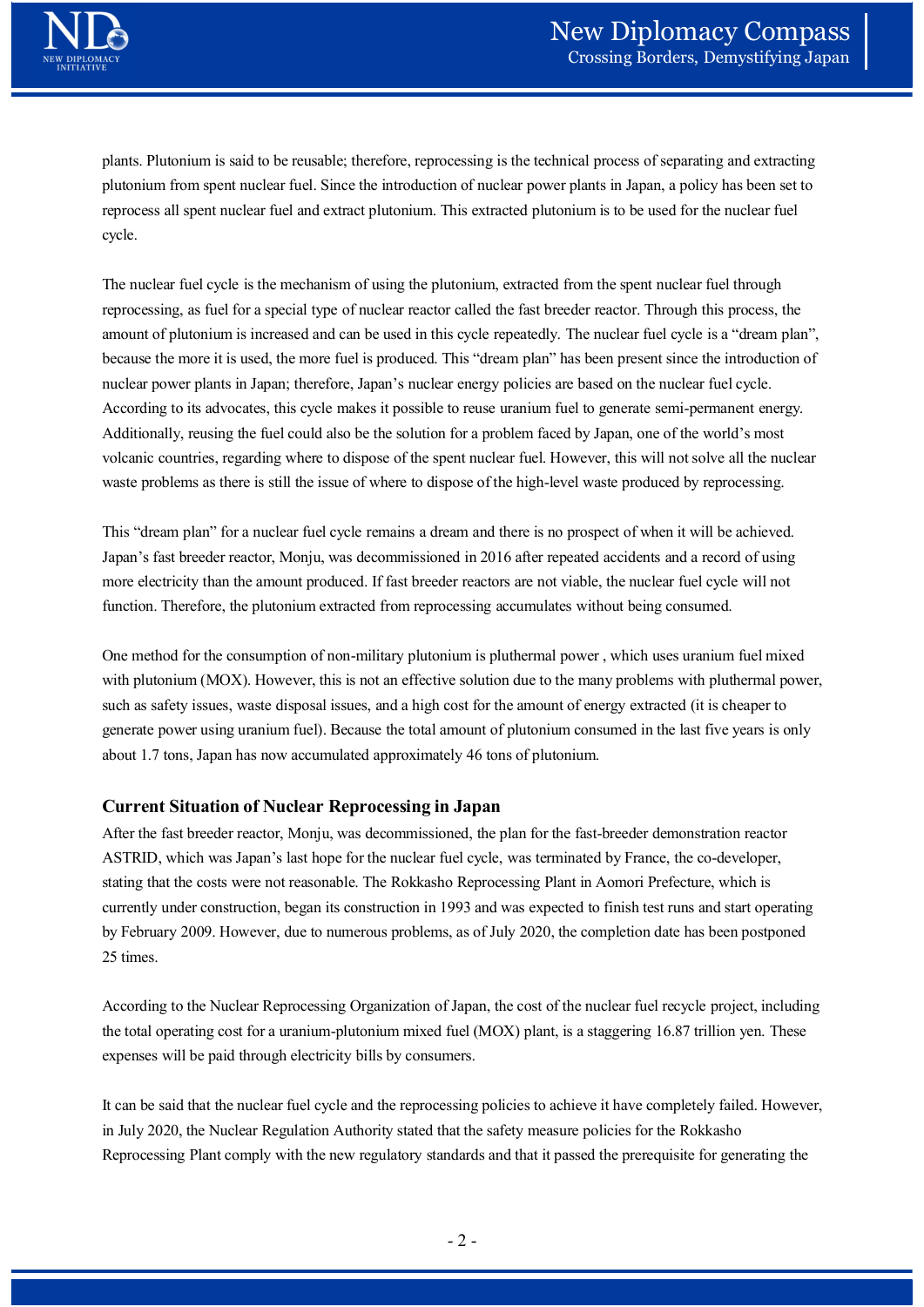plants. Plutonium is said to be reusable; therefore, reprocessing is the technical process of separating and extracting plutonium from spent nuclear fuel. Since the introduction of nuclear power plants in Japan, a policy has been set to reprocess all spent nuclear fuel and extract plutonium. This extracted plutonium is to be used for the nuclear fuel cycle.

The nuclear fuel cycle is the mechanism of using the plutonium, extracted from the spent nuclear fuel through reprocessing, as fuel for a special type of nuclear reactor called the fast breeder reactor. Through this process, the amount of plutonium is increased and can be used in this cycle repeatedly. The nuclear fuel cycle is a "dream plan", because the more it is used, the more fuel is produced. This "dream plan" has been present since the introduction of nuclear power plants in Japan; therefore, Japan's nuclear energy policies are based on the nuclear fuel cycle. According to its advocates, this cycle makes it possible to reuse uranium fuel to generate semi-permanent energy. Additionally, reusing the fuel could also be the solution for a problem faced by Japan, one of the world's most volcanic countries, regarding where to dispose of the spent nuclear fuel. However, this will not solve all the nuclear waste problems as there is still the issue of where to dispose of the high-level waste produced by reprocessing.

This "dream plan" for a nuclear fuel cycle remains a dream and there is no prospect of when it will be achieved. Japan's fast breeder reactor, Monju, was decommissioned in 2016 after repeated accidents and a record of using more electricity than the amount produced. If fast breeder reactors are not viable, the nuclear fuel cycle will not function. Therefore, the plutonium extracted from reprocessing accumulates without being consumed.

One method for the consumption of non-military plutonium is pluthermal power , which uses uranium fuel mixed with plutonium (MOX). However, this is not an effective solution due to the many problems with pluthermal power, such as safety issues, waste disposal issues, and a high cost for the amount of energy extracted (it is cheaper to generate power using uranium fuel). Because the total amount of plutonium consumed in the last five years is only about 1.7 tons, Japan has now accumulated approximately 46 tons of plutonium.

### Current Situation of Nuclear Reprocessing in Japan

After the fast breeder reactor, Monju, was decommissioned, the plan for the fast-breeder demonstration reactor ASTRID, which was Japan's last hope for the nuclear fuel cycle, was terminated by France, the co-developer, stating that the costs were not reasonable. The Rokkasho Reprocessing Plant in Aomori Prefecture, which is currently under construction, began its construction in 1993 and was expected to finish test runs and start operating by February 2009. However, due to numerous problems, as of July 2020, the completion date has been postponed 25 times.

According to the Nuclear Reprocessing Organization of Japan, the cost of the nuclear fuel recycle project, including the total operating cost for a uranium-plutonium mixed fuel (MOX) plant, is a staggering 16.87 trillion yen. These expenses will be paid through electricity bills by consumers.

It can be said that the nuclear fuel cycle and the reprocessing policies to achieve it have completely failed. However, in July 2020, the Nuclear Regulation Authority stated that the safety measure policies for the Rokkasho Reprocessing Plant comply with the new regulatory standards and that it passed the prerequisite for generating the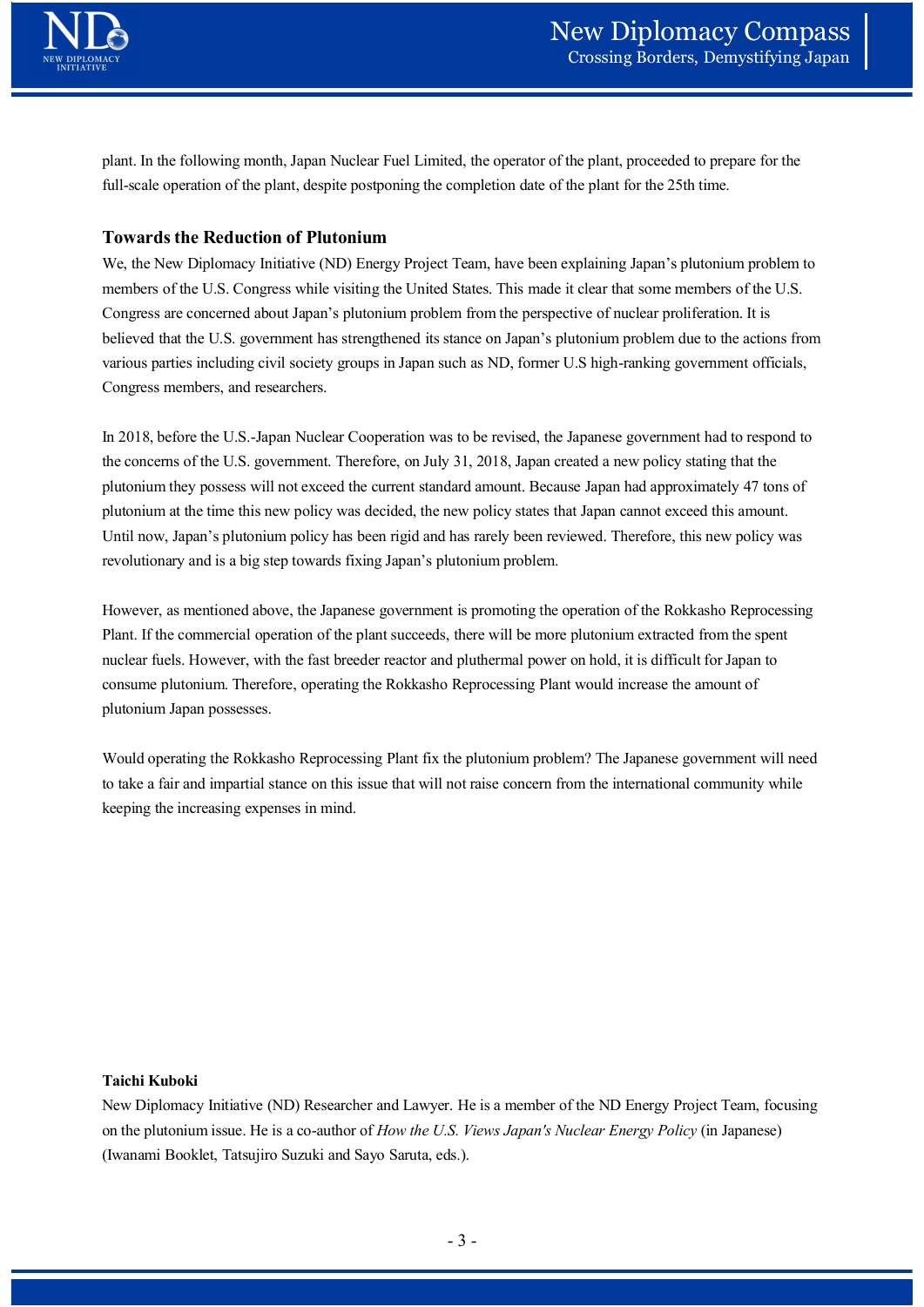plant. In the following month, Japan Nuclear Fuel Limited, the operator of the plant, proceeded to prepare for the full-scale operation of the plant, despite postponing the completion date of the plant for the 25th time.

## Towards the Reduction of Plutonium

We, the New Diplomacy Initiative (ND) Energy Project Team, have been explaining Japan's plutonium problem to members of the U.S. Congress while visiting the United States. This made it clear that some members of the U.S. Congress are concerned about Japan's plutonium problem from the perspective of nuclear proliferation. It is believed that the U.S. government has strengthened its stance on Japan's plutonium problem due to the actions from various parties including civil society groups in Japan such as ND, former U.S high-ranking government officials, Congress members, and researchers.

In 2018, before the U.S.-Japan Nuclear Cooperation was to be revised, the Japanese government had to respond to the concerns of the U.S. government. Therefore, on July 31, 2018, Japan created a new policy stating that the plutonium they possess will not exceed the current standard amount. Because Japan had approximately 47 tons of plutonium at the time this new policy was decided, the new policy states that Japan cannot exceed this amount. Until now, Japan's plutonium policy has been rigid and has rarely been reviewed. Therefore, this new policy was revolutionary and is a big step towards fixing Japan's plutonium problem.

However, as mentioned above, the Japanese government is promoting the operation of the Rokkasho Reprocessing Plant. If the commercial operation of the plant succeeds, there will be more plutonium extracted from the spent nuclear fuels. However, with the fast breeder reactor and pluthermal power on hold, it is difficult for Japan to consume plutonium. Therefore, operating the Rokkasho Reprocessing Plant would increase the amount of plutonium Japan possesses.

Would operating the Rokkasho Reprocessing Plant fix the plutonium problem? The Japanese government will need to take a fair and impartial stance on this issue that will not raise concern from the international community while keeping the increasing expenses in mind.

**Taichi Kuboki**

New Diplomacy Initiative (ND) Researcher and Lawyer. He is a member of the ND Energy Project Team, focusing on the plutonium issue. He is a co-author of *How the U.S. Views Japan's Nuclear Energy Policy* (in Japanese) (Iwanami Booklet, Tatsujiro Suzuki and Sayo Saruta, eds.).